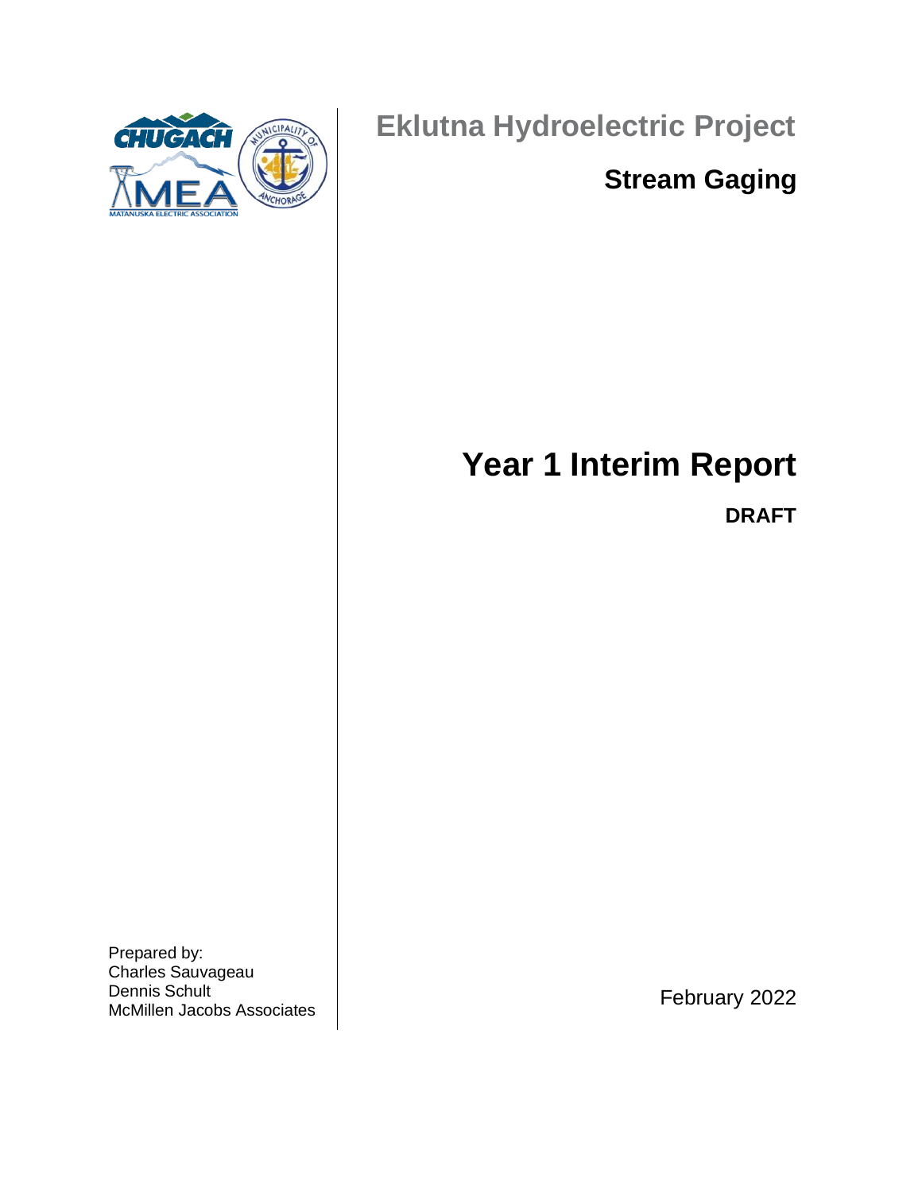# Eklutna Hydroelectric Project

## Stream Gaging

# Year 1 Interim Report

**DRAFT**

Prepared by:
Charles Sauvageau
Dennis Schult
McMillen Jacobs Associates

February 2022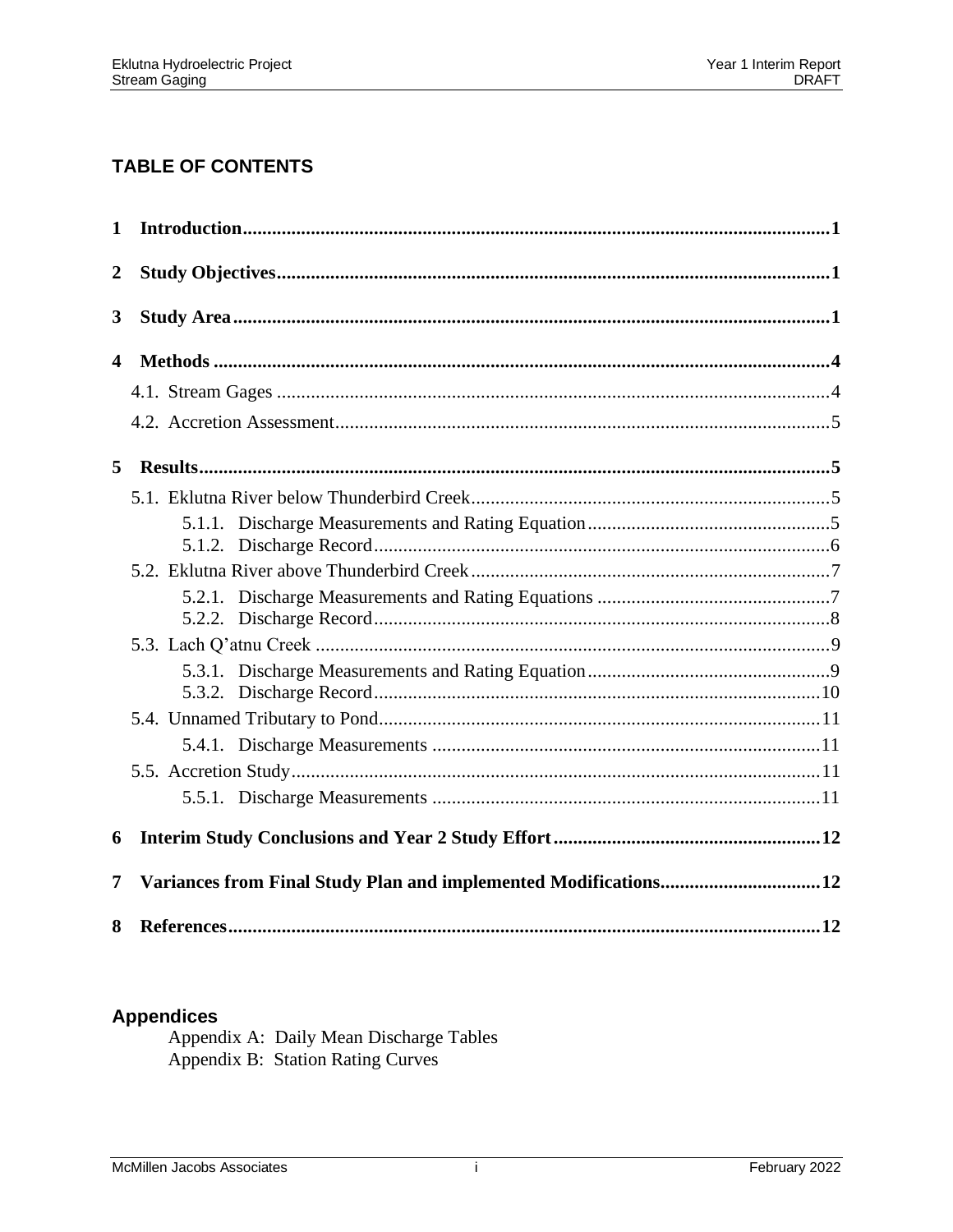## TABLE OF CONTENTS

| | |
|---|---|
| **1 Introduction** | **1** |
| **2 Study Objectives** | **1** |
| **3 Study Area** | **1** |
| **4 Methods** | **4** |
| 4.1. Stream Gages | 4 |
| 4.2. Accretion Assessment | 5 |
| **5 Results** | **5** |
| 5.1. Eklutna River below Thunderbird Creek | 5 |
| 5.1.1. Discharge Measurements and Rating Equation | 5 |
| 5.1.2. Discharge Record | 6 |
| 5.2. Eklutna River above Thunderbird Creek | 7 |
| 5.2.1. Discharge Measurements and Rating Equations | 7 |
| 5.2.2. Discharge Record | 8 |
| 5.3. Lach Q'atnu Creek | 9 |
| 5.3.1. Discharge Measurements and Rating Equation | 9 |
| 5.3.2. Discharge Record | 10 |
| 5.4. Unnamed Tributary to Pond | 11 |
| 5.4.1. Discharge Measurements | 11 |
| 5.5. Accretion Study | 11 |
| 5.5.1. Discharge Measurements | 11 |
| **6 Interim Study Conclusions and Year 2 Study Effort** | **12** |
| **7 Variances from Final Study Plan and implemented Modifications** | **12** |
| **8 References** | **12** |

### Appendices

Appendix A: Daily Mean Discharge Tables
Appendix B: Station Rating Curves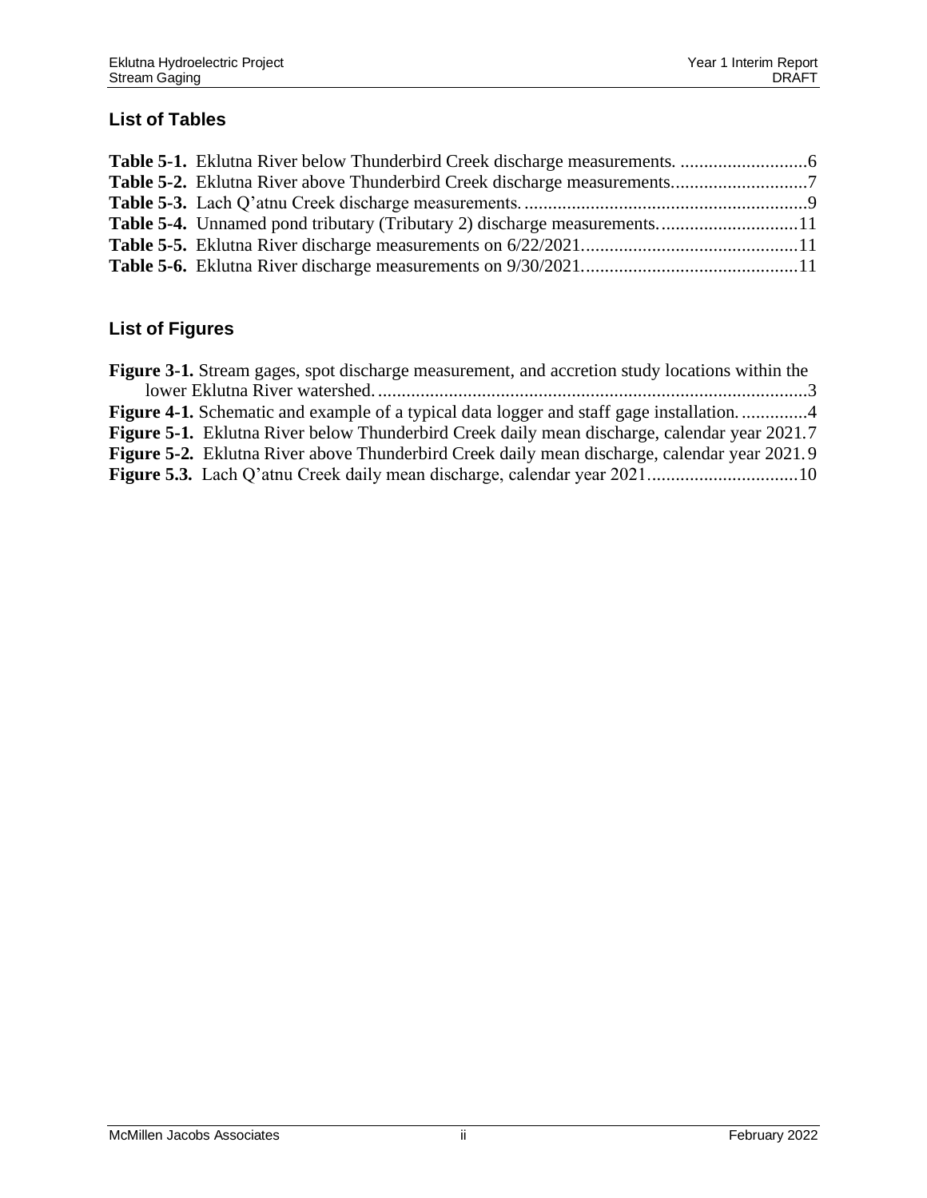## List of Tables

**Table 5-1.** Eklutna River below Thunderbird Creek discharge measurements. ...........................6
**Table 5-2.** Eklutna River above Thunderbird Creek discharge measurements.............................7
**Table 5-3.** Lach Q'atnu Creek discharge measurements. ............................................................9
**Table 5-4.** Unnamed pond tributary (Tributary 2) discharge measurements. ............................11
**Table 5-5.** Eklutna River discharge measurements on 6/22/2021.............................................11
**Table 5-6.** Eklutna River discharge measurements on 9/30/2021.............................................11

## List of Figures

**Figure 3-1.** Stream gages, spot discharge measurement, and accretion study locations within the lower Eklutna River watershed. ..........................................................................................3
**Figure 4-1.** Schematic and example of a typical data logger and staff gage installation. ..............4
**Figure 5-1.** Eklutna River below Thunderbird Creek daily mean discharge, calendar year 2021.7
**Figure 5-2.** Eklutna River above Thunderbird Creek daily mean discharge, calendar year 2021.9
**Figure 5.3.** Lach Q'atnu Creek daily mean discharge, calendar year 2021................................10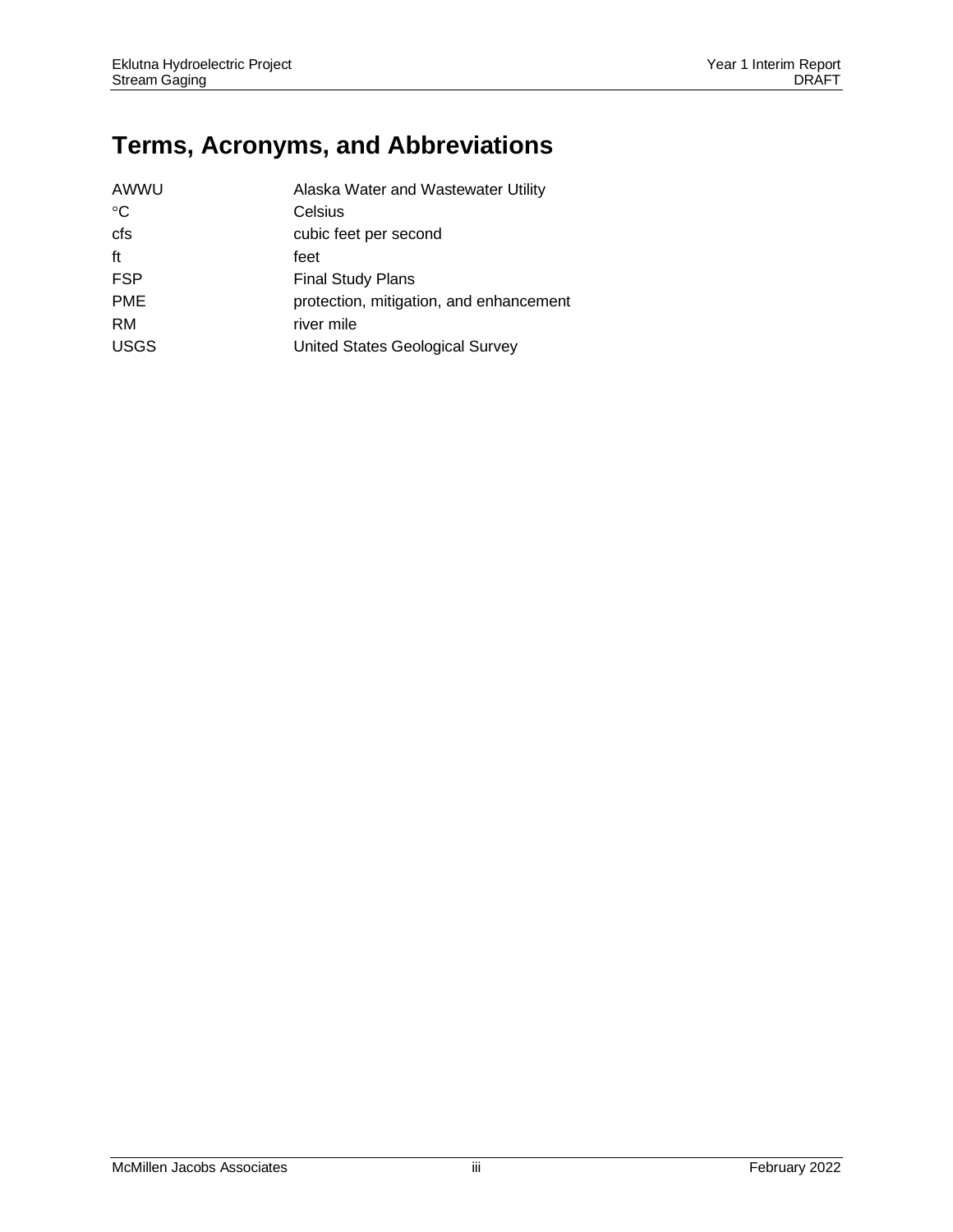# Terms, Acronyms, and Abbreviations

| | |
|---|---|
| AWWU | Alaska Water and Wastewater Utility |
| °C | Celsius |
| cfs | cubic feet per second |
| ft | feet |
| FSP | Final Study Plans |
| PME | protection, mitigation, and enhancement |
| RM | river mile |
| USGS | United States Geological Survey |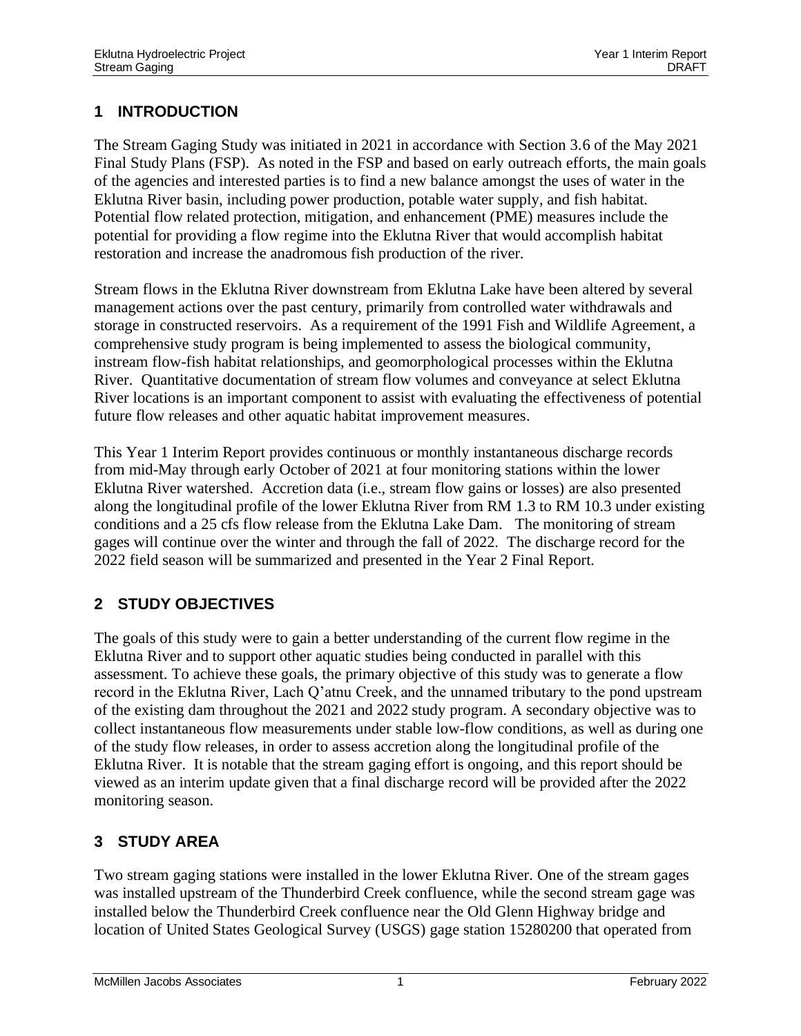# 1 INTRODUCTION

The Stream Gaging Study was initiated in 2021 in accordance with Section 3.6 of the May 2021 Final Study Plans (FSP). As noted in the FSP and based on early outreach efforts, the main goals of the agencies and interested parties is to find a new balance amongst the uses of water in the Eklutna River basin, including power production, potable water supply, and fish habitat. Potential flow related protection, mitigation, and enhancement (PME) measures include the potential for providing a flow regime into the Eklutna River that would accomplish habitat restoration and increase the anadromous fish production of the river.

Stream flows in the Eklutna River downstream from Eklutna Lake have been altered by several management actions over the past century, primarily from controlled water withdrawals and storage in constructed reservoirs. As a requirement of the 1991 Fish and Wildlife Agreement, a comprehensive study program is being implemented to assess the biological community, instream flow-fish habitat relationships, and geomorphological processes within the Eklutna River. Quantitative documentation of stream flow volumes and conveyance at select Eklutna River locations is an important component to assist with evaluating the effectiveness of potential future flow releases and other aquatic habitat improvement measures.

This Year 1 Interim Report provides continuous or monthly instantaneous discharge records from mid-May through early October of 2021 at four monitoring stations within the lower Eklutna River watershed. Accretion data (i.e., stream flow gains or losses) are also presented along the longitudinal profile of the lower Eklutna River from RM 1.3 to RM 10.3 under existing conditions and a 25 cfs flow release from the Eklutna Lake Dam. The monitoring of stream gages will continue over the winter and through the fall of 2022. The discharge record for the 2022 field season will be summarized and presented in the Year 2 Final Report.

# 2 STUDY OBJECTIVES

The goals of this study were to gain a better understanding of the current flow regime in the Eklutna River and to support other aquatic studies being conducted in parallel with this assessment. To achieve these goals, the primary objective of this study was to generate a flow record in the Eklutna River, Lach Q'atnu Creek, and the unnamed tributary to the pond upstream of the existing dam throughout the 2021 and 2022 study program. A secondary objective was to collect instantaneous flow measurements under stable low-flow conditions, as well as during one of the study flow releases, in order to assess accretion along the longitudinal profile of the Eklutna River. It is notable that the stream gaging effort is ongoing, and this report should be viewed as an interim update given that a final discharge record will be provided after the 2022 monitoring season.

# 3 STUDY AREA

Two stream gaging stations were installed in the lower Eklutna River. One of the stream gages was installed upstream of the Thunderbird Creek confluence, while the second stream gage was installed below the Thunderbird Creek confluence near the Old Glenn Highway bridge and location of United States Geological Survey (USGS) gage station 15280200 that operated from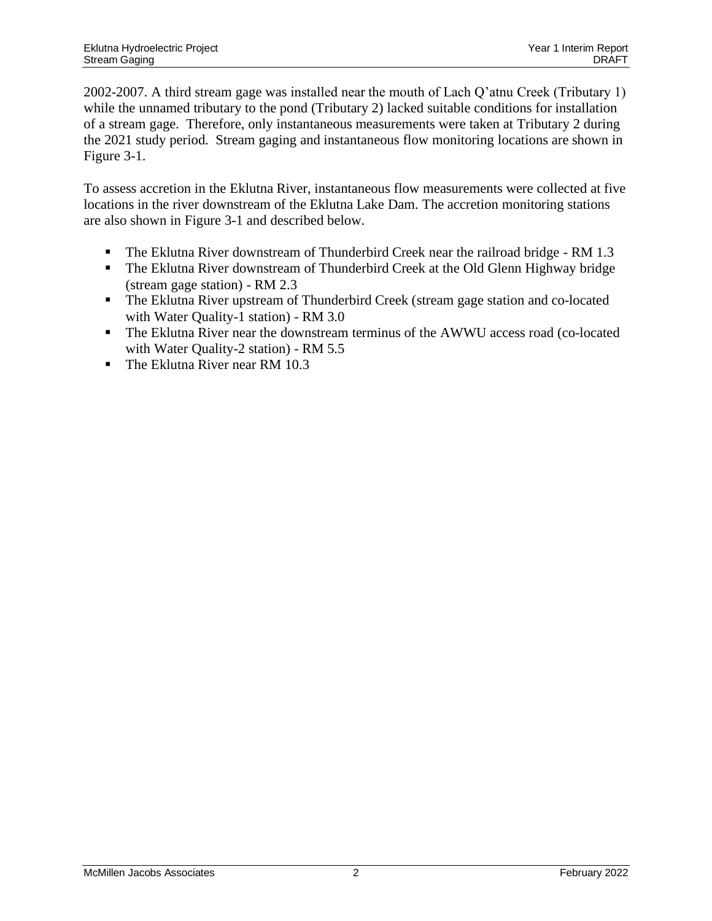2002-2007. A third stream gage was installed near the mouth of Lach Q'atnu Creek (Tributary 1) while the unnamed tributary to the pond (Tributary 2) lacked suitable conditions for installation of a stream gage. Therefore, only instantaneous measurements were taken at Tributary 2 during the 2021 study period. Stream gaging and instantaneous flow monitoring locations are shown in Figure 3-1.

To assess accretion in the Eklutna River, instantaneous flow measurements were collected at five locations in the river downstream of the Eklutna Lake Dam. The accretion monitoring stations are also shown in Figure 3-1 and described below.

- The Eklutna River downstream of Thunderbird Creek near the railroad bridge - RM 1.3
- The Eklutna River downstream of Thunderbird Creek at the Old Glenn Highway bridge (stream gage station) - RM 2.3
- The Eklutna River upstream of Thunderbird Creek (stream gage station and co-located with Water Quality-1 station) - RM 3.0
- The Eklutna River near the downstream terminus of the AWWU access road (co-located with Water Quality-2 station) - RM 5.5
- The Eklutna River near RM 10.3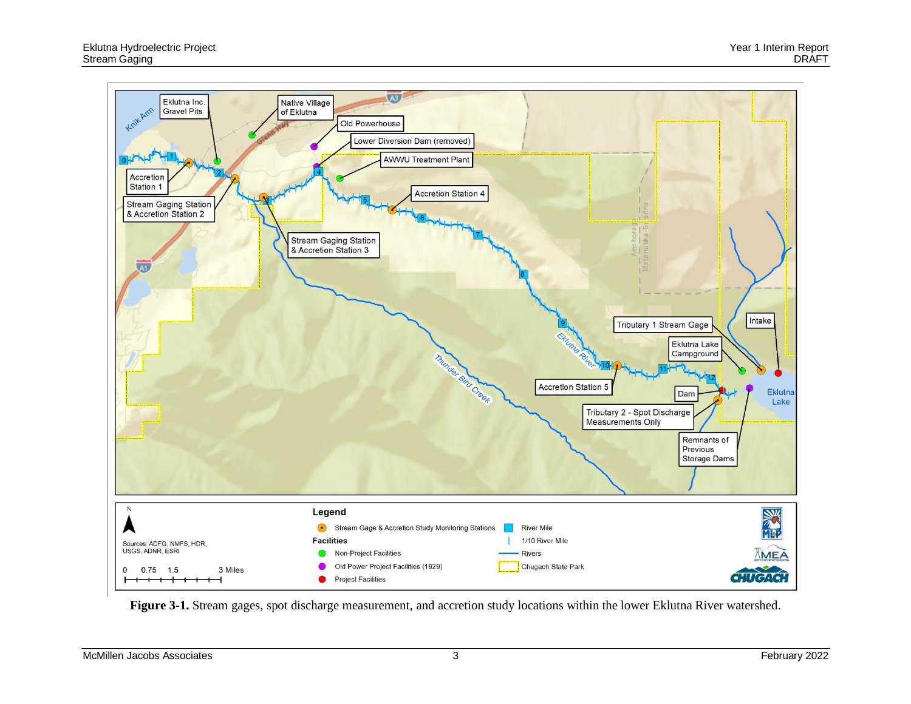**Figure 3-1.** Stream gages, spot discharge measurement, and accretion study locations within the lower Eklutna River watershed.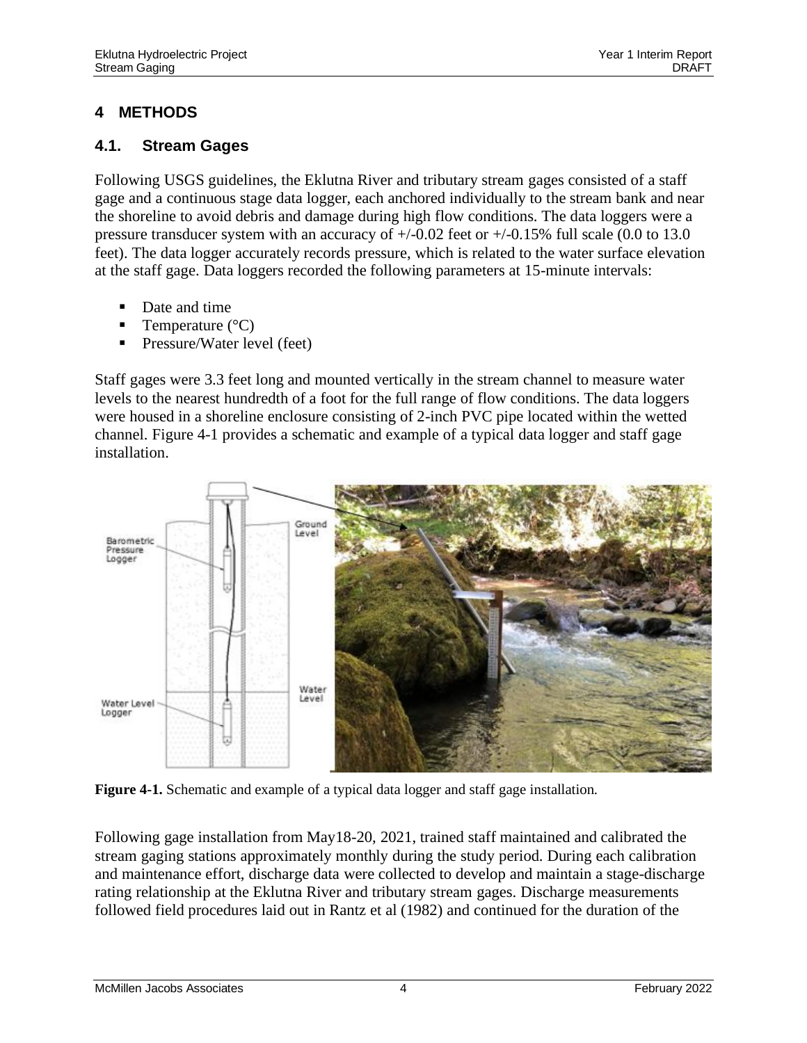# 4 METHODS

## 4.1. Stream Gages

Following USGS guidelines, the Eklutna River and tributary stream gages consisted of a staff gage and a continuous stage data logger, each anchored individually to the stream bank and near the shoreline to avoid debris and damage during high flow conditions. The data loggers were a pressure transducer system with an accuracy of +/-0.02 feet or +/-0.15% full scale (0.0 to 13.0 feet). The data logger accurately records pressure, which is related to the water surface elevation at the staff gage. Data loggers recorded the following parameters at 15-minute intervals:

- Date and time
- Temperature (°C)
- Pressure/Water level (feet)

Staff gages were 3.3 feet long and mounted vertically in the stream channel to measure water levels to the nearest hundredth of a foot for the full range of flow conditions. The data loggers were housed in a shoreline enclosure consisting of 2-inch PVC pipe located within the wetted channel. Figure 4-1 provides a schematic and example of a typical data logger and staff gage installation.

**Figure 4-1.** Schematic and example of a typical data logger and staff gage installation.

Following gage installation from May18-20, 2021, trained staff maintained and calibrated the stream gaging stations approximately monthly during the study period. During each calibration and maintenance effort, discharge data were collected to develop and maintain a stage-discharge rating relationship at the Eklutna River and tributary stream gages. Discharge measurements followed field procedures laid out in Rantz et al (1982) and continued for the duration of the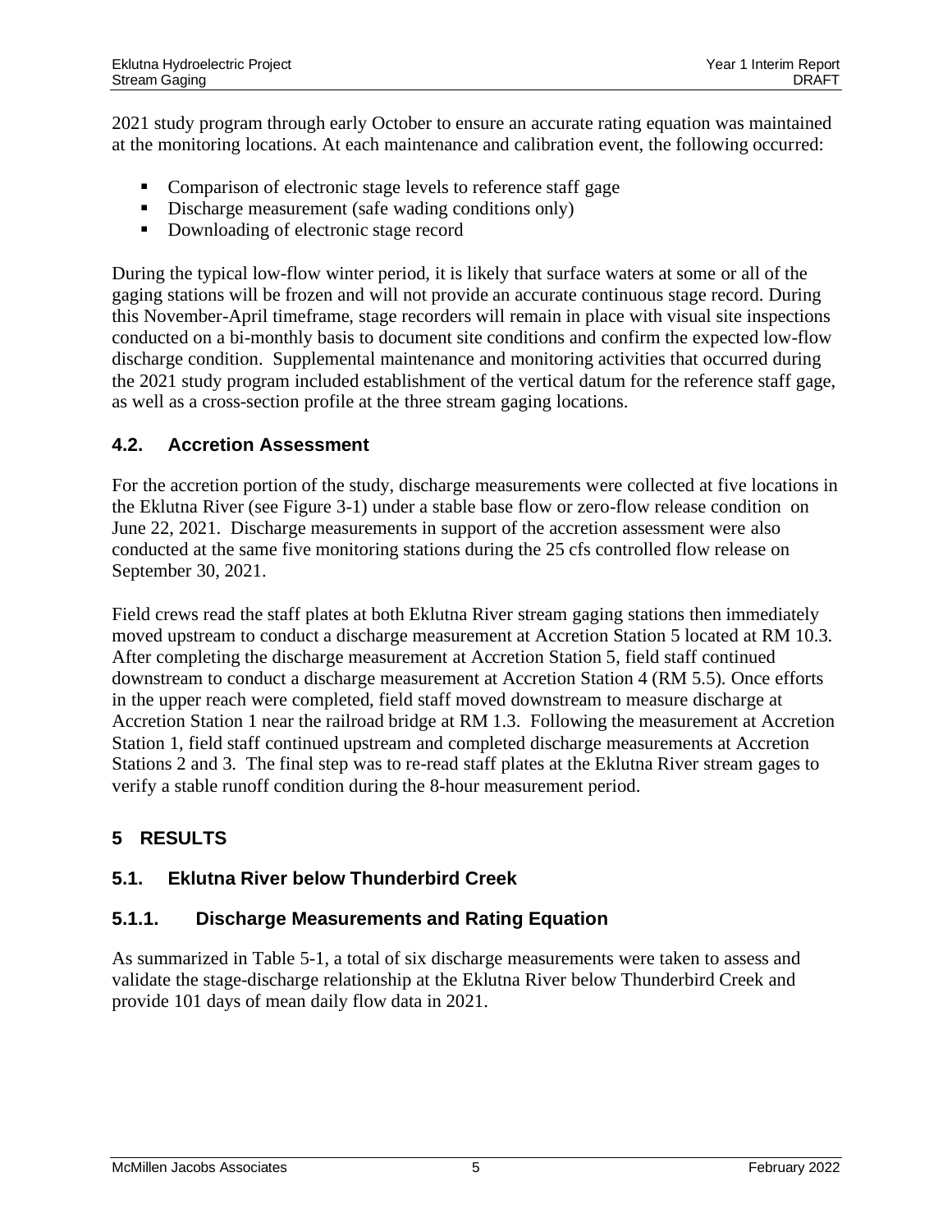2021 study program through early October to ensure an accurate rating equation was maintained at the monitoring locations. At each maintenance and calibration event, the following occurred:

- Comparison of electronic stage levels to reference staff gage
- Discharge measurement (safe wading conditions only)
- Downloading of electronic stage record

During the typical low-flow winter period, it is likely that surface waters at some or all of the gaging stations will be frozen and will not provide an accurate continuous stage record. During this November-April timeframe, stage recorders will remain in place with visual site inspections conducted on a bi-monthly basis to document site conditions and confirm the expected low-flow discharge condition. Supplemental maintenance and monitoring activities that occurred during the 2021 study program included establishment of the vertical datum for the reference staff gage, as well as a cross-section profile at the three stream gaging locations.

## 4.2. Accretion Assessment

For the accretion portion of the study, discharge measurements were collected at five locations in the Eklutna River (see Figure 3-1) under a stable base flow or zero-flow release condition on June 22, 2021. Discharge measurements in support of the accretion assessment were also conducted at the same five monitoring stations during the 25 cfs controlled flow release on September 30, 2021.

Field crews read the staff plates at both Eklutna River stream gaging stations then immediately moved upstream to conduct a discharge measurement at Accretion Station 5 located at RM 10.3. After completing the discharge measurement at Accretion Station 5, field staff continued downstream to conduct a discharge measurement at Accretion Station 4 (RM 5.5). Once efforts in the upper reach were completed, field staff moved downstream to measure discharge at Accretion Station 1 near the railroad bridge at RM 1.3. Following the measurement at Accretion Station 1, field staff continued upstream and completed discharge measurements at Accretion Stations 2 and 3. The final step was to re-read staff plates at the Eklutna River stream gages to verify a stable runoff condition during the 8-hour measurement period.

# 5 RESULTS

## 5.1. Eklutna River below Thunderbird Creek

### 5.1.1. Discharge Measurements and Rating Equation

As summarized in Table 5-1, a total of six discharge measurements were taken to assess and validate the stage-discharge relationship at the Eklutna River below Thunderbird Creek and provide 101 days of mean daily flow data in 2021.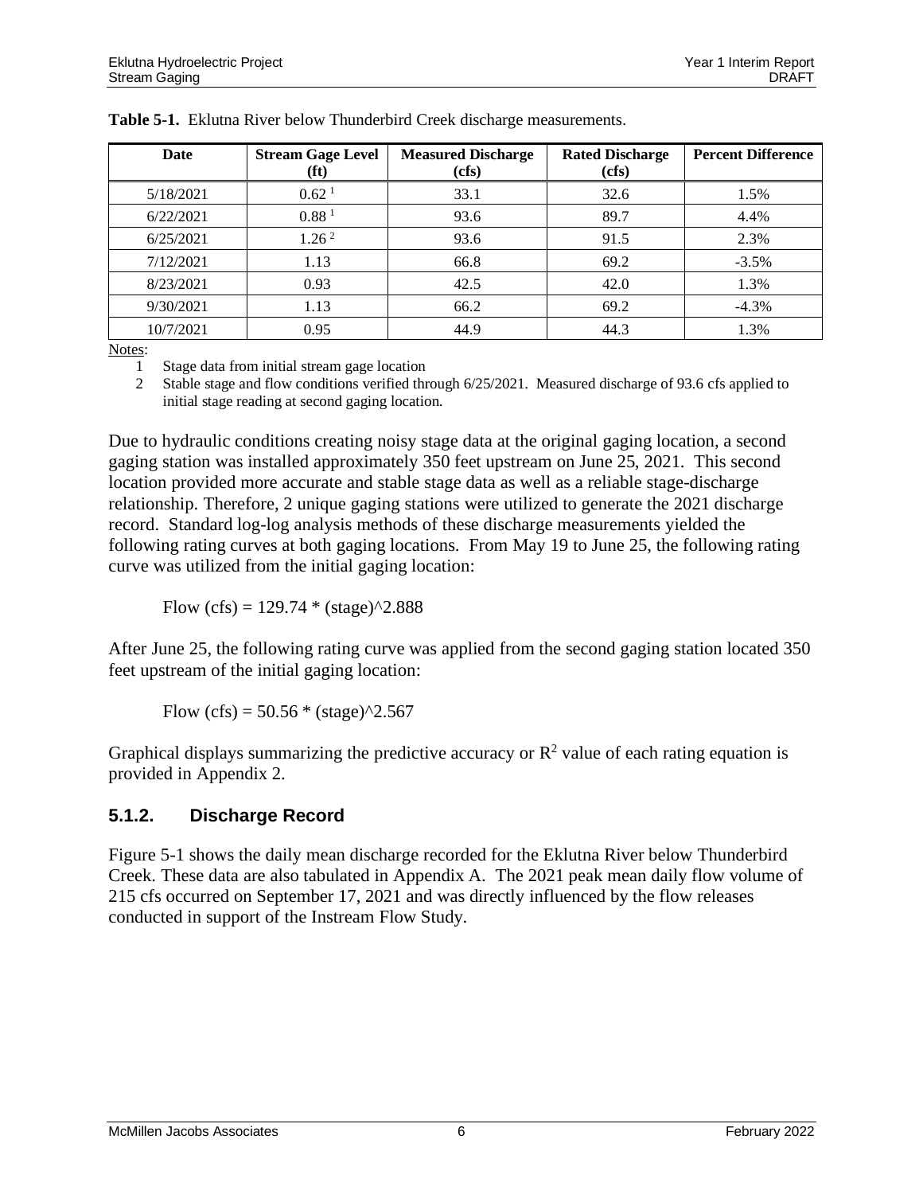**Table 5-1.** Eklutna River below Thunderbird Creek discharge measurements.

| Date | Stream Gage Level (ft) | Measured Discharge (cfs) | Rated Discharge (cfs) | Percent Difference |
|---|---|---|---|---|
| 5/18/2021 | 0.62 [1] | 33.1 | 32.6 | 1.5% |
| 6/22/2021 | 0.88 [1] | 93.6 | 89.7 | 4.4% |
| 6/25/2021 | 1.26 [2] | 93.6 | 91.5 | 2.3% |
| 7/12/2021 | 1.13 | 66.8 | 69.2 | -3.5% |
| 8/23/2021 | 0.93 | 42.5 | 42.0 | 1.3% |
| 9/30/2021 | 1.13 | 66.2 | 69.2 | -4.3% |
| 10/7/2021 | 0.95 | 44.9 | 44.3 | 1.3% |

Notes:

1. Stage data from initial stream gage location
2. Stable stage and flow conditions verified through 6/25/2021. Measured discharge of 93.6 cfs applied to initial stage reading at second gaging location.

Due to hydraulic conditions creating noisy stage data at the original gaging location, a second gaging station was installed approximately 350 feet upstream on June 25, 2021. This second location provided more accurate and stable stage data as well as a reliable stage-discharge relationship. Therefore, 2 unique gaging stations were utilized to generate the 2021 discharge record. Standard log-log analysis methods of these discharge measurements yielded the following rating curves at both gaging locations. From May 19 to June 25, the following rating curve was utilized from the initial gaging location:

Flow (cfs) = 129.74 * (stage)^2.888

After June 25, the following rating curve was applied from the second gaging station located 350 feet upstream of the initial gaging location:

Flow (cfs) = 50.56 * (stage)^2.567

Graphical displays summarizing the predictive accuracy or $R^2$ value of each rating equation is provided in Appendix 2.

### 5.1.2. Discharge Record

Figure 5-1 shows the daily mean discharge recorded for the Eklutna River below Thunderbird Creek. These data are also tabulated in Appendix A. The 2021 peak mean daily flow volume of 215 cfs occurred on September 17, 2021 and was directly influenced by the flow releases conducted in support of the Instream Flow Study.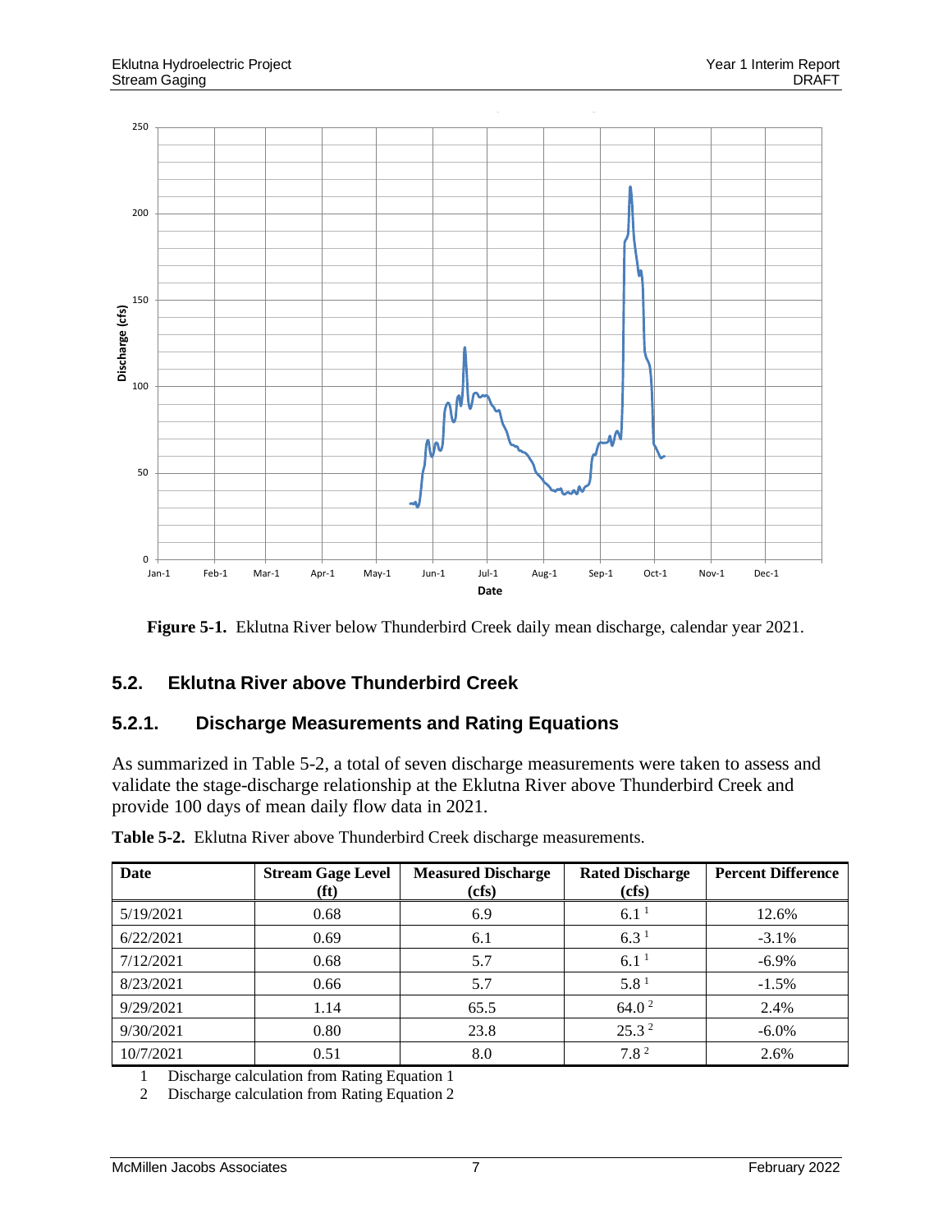**Figure 5-1.** Eklutna River below Thunderbird Creek daily mean discharge, calendar year 2021.

## 5.2. Eklutna River above Thunderbird Creek

### 5.2.1. Discharge Measurements and Rating Equations

As summarized in Table 5-2, a total of seven discharge measurements were taken to assess and validate the stage-discharge relationship at the Eklutna River above Thunderbird Creek and provide 100 days of mean daily flow data in 2021.

**Table 5-2.** Eklutna River above Thunderbird Creek discharge measurements.

| Date | Stream Gage Level (ft) | Measured Discharge (cfs) | Rated Discharge (cfs) | Percent Difference |
|---|---|---|---|---|
| 5/19/2021 | 0.68 | 6.9 | 6.1 [1] | 12.6% |
| 6/22/2021 | 0.69 | 6.1 | 6.3 [1] | -3.1% |
| 7/12/2021 | 0.68 | 5.7 | 6.1 [1] | -6.9% |
| 8/23/2021 | 0.66 | 5.7 | 5.8 [1] | -1.5% |
| 9/29/2021 | 1.14 | 65.5 | 64.0 [2] | 2.4% |
| 9/30/2021 | 0.80 | 23.8 | 25.3 [2] | -6.0% |
| 10/7/2021 | 0.51 | 8.0 | 7.8 [2] | 2.6% |

1 Discharge calculation from Rating Equation 1

2 Discharge calculation from Rating Equation 2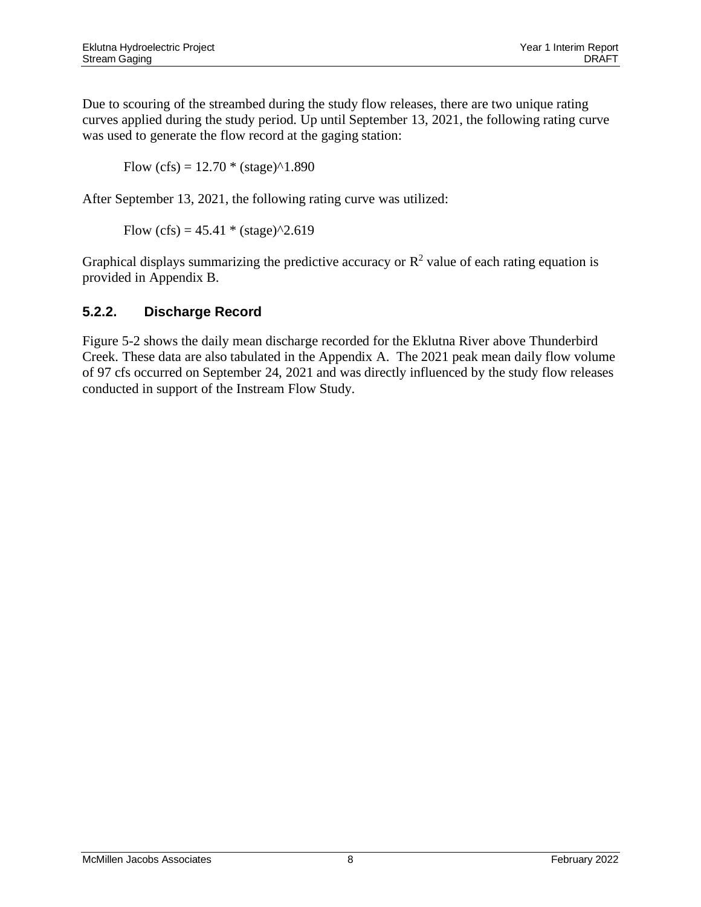Due to scouring of the streambed during the study flow releases, there are two unique rating curves applied during the study period. Up until September 13, 2021, the following rating curve was used to generate the flow record at the gaging station:

Flow (cfs) = 12.70 * (stage)^1.890

After September 13, 2021, the following rating curve was utilized:

Flow (cfs) = 45.41 * (stage)^2.619

Graphical displays summarizing the predictive accuracy or $R^2$ value of each rating equation is provided in Appendix B.

### 5.2.2. Discharge Record

Figure 5-2 shows the daily mean discharge recorded for the Eklutna River above Thunderbird Creek. These data are also tabulated in the Appendix A. The 2021 peak mean daily flow volume of 97 cfs occurred on September 24, 2021 and was directly influenced by the study flow releases conducted in support of the Instream Flow Study.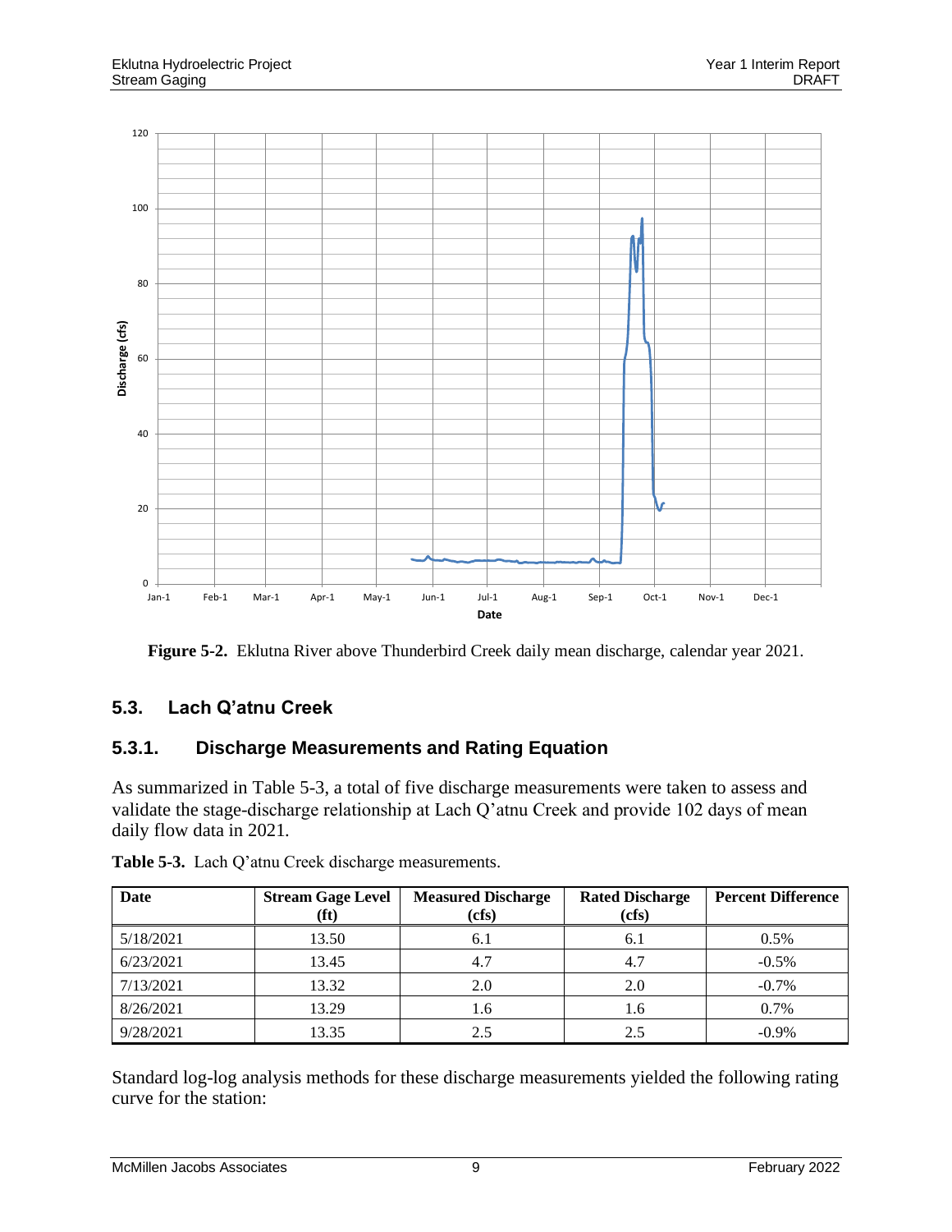**Figure 5-2.** Eklutna River above Thunderbird Creek daily mean discharge, calendar year 2021.

## 5.3. Lach Q'atnu Creek

### 5.3.1. Discharge Measurements and Rating Equation

As summarized in Table 5-3, a total of five discharge measurements were taken to assess and validate the stage-discharge relationship at Lach Q'atnu Creek and provide 102 days of mean daily flow data in 2021.

**Table 5-3.** Lach Q'atnu Creek discharge measurements.

| Date | Stream Gage Level (ft) | Measured Discharge (cfs) | Rated Discharge (cfs) | Percent Difference |
|---|---|---|---|---|
| 5/18/2021 | 13.50 | 6.1 | 6.1 | 0.5% |
| 6/23/2021 | 13.45 | 4.7 | 4.7 | -0.5% |
| 7/13/2021 | 13.32 | 2.0 | 2.0 | -0.7% |
| 8/26/2021 | 13.29 | 1.6 | 1.6 | 0.7% |
| 9/28/2021 | 13.35 | 2.5 | 2.5 | -0.9% |

Standard log-log analysis methods for these discharge measurements yielded the following rating curve for the station: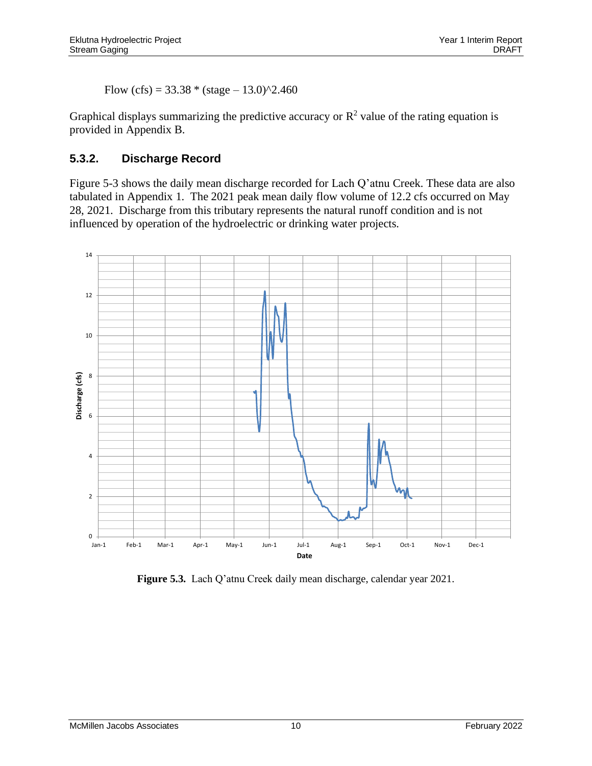$$\text{Flow (cfs)} = 33.38 * (\text{stage} - 13.0)^{2.460}$$

Graphical displays summarizing the predictive accuracy or $R^2$ value of the rating equation is provided in Appendix B.

### 5.3.2. Discharge Record

Figure 5-3 shows the daily mean discharge recorded for Lach Q'atnu Creek. These data are also tabulated in Appendix 1. The 2021 peak mean daily flow volume of 12.2 cfs occurred on May 28, 2021. Discharge from this tributary represents the natural runoff condition and is not influenced by operation of the hydroelectric or drinking water projects.

**Figure 5.3.** Lach Q'atnu Creek daily mean discharge, calendar year 2021.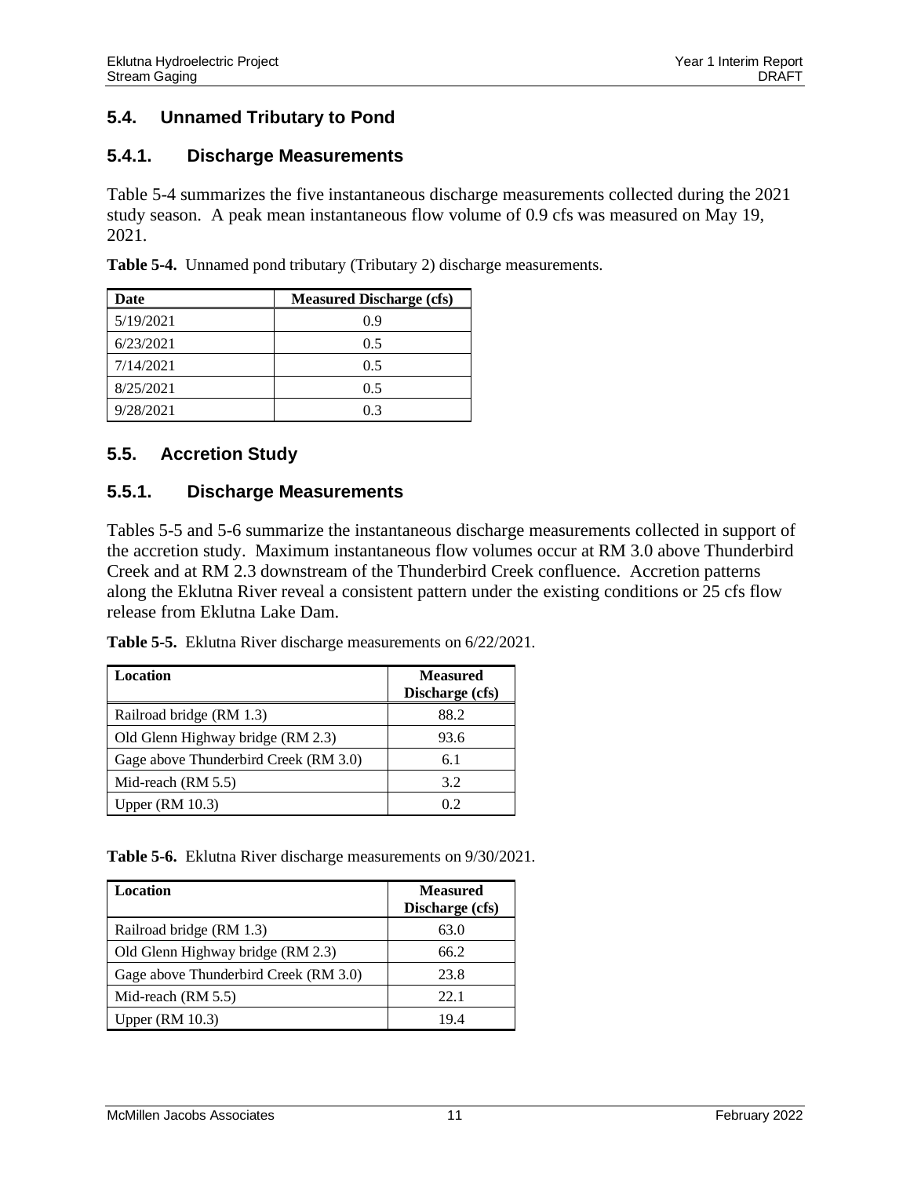## 5.4. Unnamed Tributary to Pond

### 5.4.1. Discharge Measurements

Table 5-4 summarizes the five instantaneous discharge measurements collected during the 2021 study season. A peak mean instantaneous flow volume of 0.9 cfs was measured on May 19, 2021.

**Table 5-4.** Unnamed pond tributary (Tributary 2) discharge measurements.

| Date | Measured Discharge (cfs) |
|---|---|
| 5/19/2021 | 0.9 |
| 6/23/2021 | 0.5 |
| 7/14/2021 | 0.5 |
| 8/25/2021 | 0.5 |
| 9/28/2021 | 0.3 |

## 5.5. Accretion Study

### 5.5.1. Discharge Measurements

Tables 5-5 and 5-6 summarize the instantaneous discharge measurements collected in support of the accretion study. Maximum instantaneous flow volumes occur at RM 3.0 above Thunderbird Creek and at RM 2.3 downstream of the Thunderbird Creek confluence. Accretion patterns along the Eklutna River reveal a consistent pattern under the existing conditions or 25 cfs flow release from Eklutna Lake Dam.

**Table 5-5.** Eklutna River discharge measurements on 6/22/2021.

| Location | Measured Discharge (cfs) |
|---|---|
| Railroad bridge (RM 1.3) | 88.2 |
| Old Glenn Highway bridge (RM 2.3) | 93.6 |
| Gage above Thunderbird Creek (RM 3.0) | 6.1 |
| Mid-reach (RM 5.5) | 3.2 |
| Upper (RM 10.3) | 0.2 |

**Table 5-6.** Eklutna River discharge measurements on 9/30/2021.

| Location | Measured Discharge (cfs) |
|---|---|
| Railroad bridge (RM 1.3) | 63.0 |
| Old Glenn Highway bridge (RM 2.3) | 66.2 |
| Gage above Thunderbird Creek (RM 3.0) | 23.8 |
| Mid-reach (RM 5.5) | 22.1 |
| Upper (RM 10.3) | 19.4 |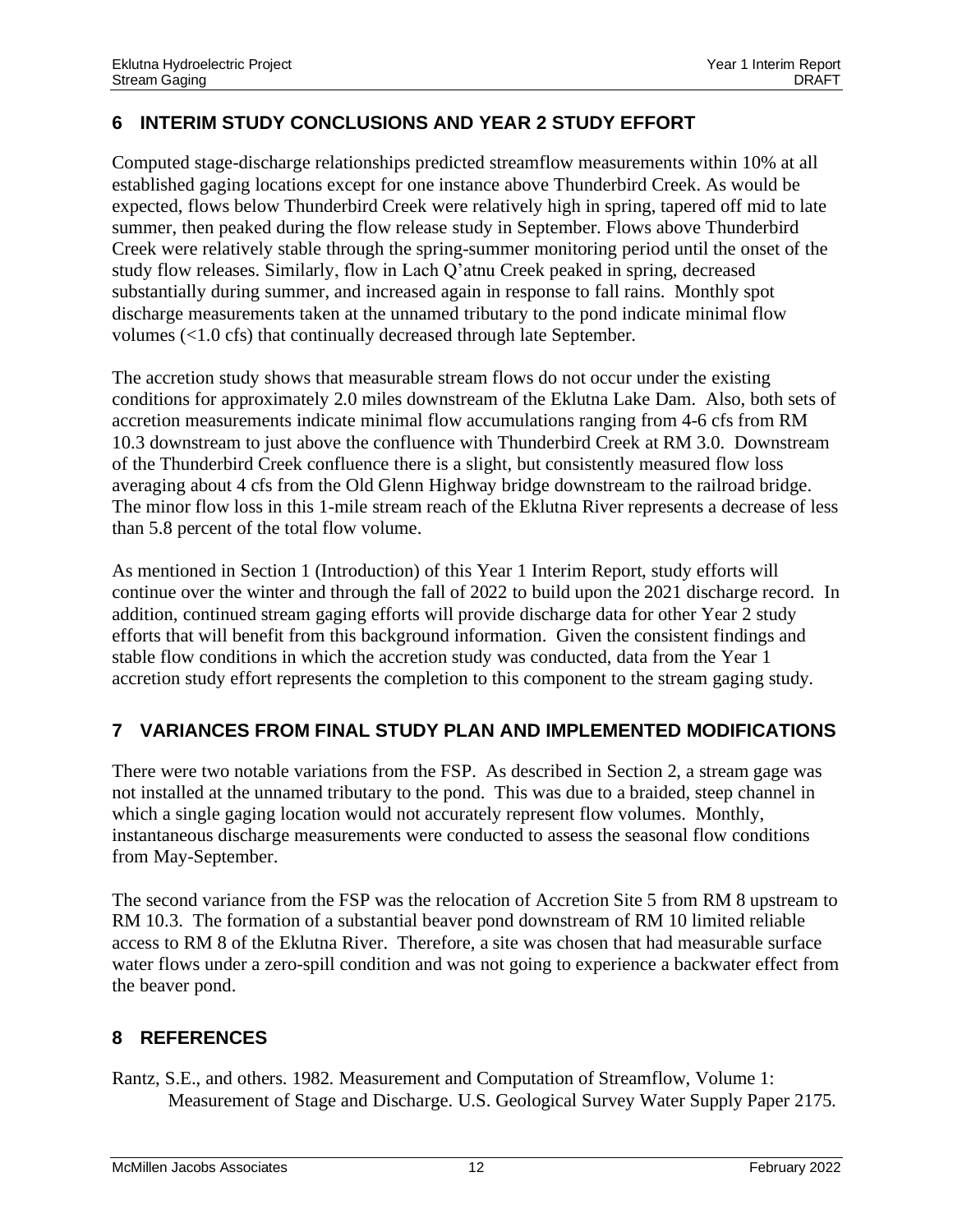## 6 INTERIM STUDY CONCLUSIONS AND YEAR 2 STUDY EFFORT

Computed stage-discharge relationships predicted streamflow measurements within 10% at all established gaging locations except for one instance above Thunderbird Creek. As would be expected, flows below Thunderbird Creek were relatively high in spring, tapered off mid to late summer, then peaked during the flow release study in September. Flows above Thunderbird Creek were relatively stable through the spring-summer monitoring period until the onset of the study flow releases. Similarly, flow in Lach Q'atnu Creek peaked in spring, decreased substantially during summer, and increased again in response to fall rains. Monthly spot discharge measurements taken at the unnamed tributary to the pond indicate minimal flow volumes (<1.0 cfs) that continually decreased through late September.

The accretion study shows that measurable stream flows do not occur under the existing conditions for approximately 2.0 miles downstream of the Eklutna Lake Dam. Also, both sets of accretion measurements indicate minimal flow accumulations ranging from 4-6 cfs from RM 10.3 downstream to just above the confluence with Thunderbird Creek at RM 3.0. Downstream of the Thunderbird Creek confluence there is a slight, but consistently measured flow loss averaging about 4 cfs from the Old Glenn Highway bridge downstream to the railroad bridge. The minor flow loss in this 1-mile stream reach of the Eklutna River represents a decrease of less than 5.8 percent of the total flow volume.

As mentioned in Section 1 (Introduction) of this Year 1 Interim Report, study efforts will continue over the winter and through the fall of 2022 to build upon the 2021 discharge record. In addition, continued stream gaging efforts will provide discharge data for other Year 2 study efforts that will benefit from this background information. Given the consistent findings and stable flow conditions in which the accretion study was conducted, data from the Year 1 accretion study effort represents the completion to this component to the stream gaging study.

## 7 VARIANCES FROM FINAL STUDY PLAN AND IMPLEMENTED MODIFICATIONS

There were two notable variations from the FSP. As described in Section 2, a stream gage was not installed at the unnamed tributary to the pond. This was due to a braided, steep channel in which a single gaging location would not accurately represent flow volumes. Monthly, instantaneous discharge measurements were conducted to assess the seasonal flow conditions from May-September.

The second variance from the FSP was the relocation of Accretion Site 5 from RM 8 upstream to RM 10.3. The formation of a substantial beaver pond downstream of RM 10 limited reliable access to RM 8 of the Eklutna River. Therefore, a site was chosen that had measurable surface water flows under a zero-spill condition and was not going to experience a backwater effect from the beaver pond.

## 8 REFERENCES

Rantz, S.E., and others. 1982. Measurement and Computation of Streamflow, Volume 1: Measurement of Stage and Discharge. U.S. Geological Survey Water Supply Paper 2175.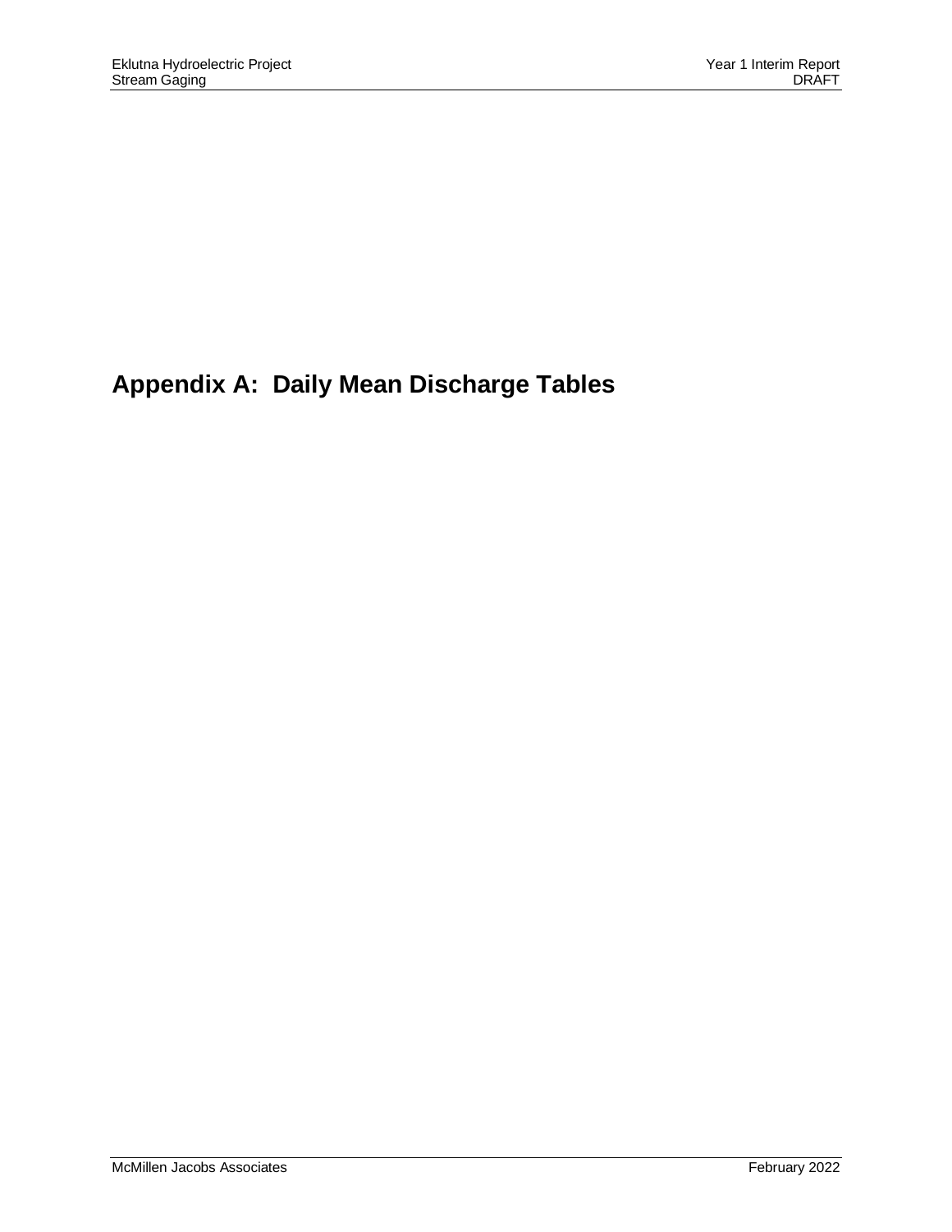# Appendix A: Daily Mean Discharge Tables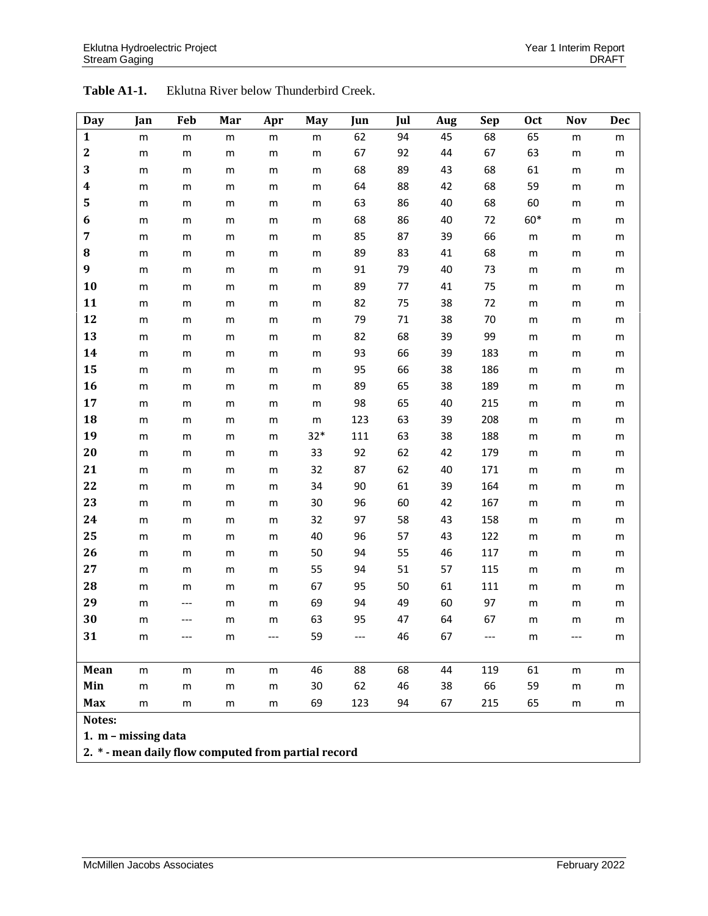**Table A1-1.** Eklutna River below Thunderbird Creek.

| Day | Jan | Feb | Mar | Apr | May | Jun | Jul | Aug | Sep | Oct | Nov | Dec |
|---|---|---|---|---|---|---|---|---|---|---|---|---|
| 1 | m | m | m | m | m | 62 | 94 | 45 | 68 | 65 | m | m |
| 2 | m | m | m | m | m | 67 | 92 | 44 | 67 | 63 | m | m |
| 3 | m | m | m | m | m | 68 | 89 | 43 | 68 | 61 | m | m |
| 4 | m | m | m | m | m | 64 | 88 | 42 | 68 | 59 | m | m |
| 5 | m | m | m | m | m | 63 | 86 | 40 | 68 | 60 | m | m |
| 6 | m | m | m | m | m | 68 | 86 | 40 | 72 | 60* | m | m |
| 7 | m | m | m | m | m | 85 | 87 | 39 | 66 | m | m | m |
| 8 | m | m | m | m | m | 89 | 83 | 41 | 68 | m | m | m |
| 9 | m | m | m | m | m | 91 | 79 | 40 | 73 | m | m | m |
| 10 | m | m | m | m | m | 89 | 77 | 41 | 75 | m | m | m |
| 11 | m | m | m | m | m | 82 | 75 | 38 | 72 | m | m | m |
| 12 | m | m | m | m | m | 79 | 71 | 38 | 70 | m | m | m |
| 13 | m | m | m | m | m | 82 | 68 | 39 | 99 | m | m | m |
| 14 | m | m | m | m | m | 93 | 66 | 39 | 183 | m | m | m |
| 15 | m | m | m | m | m | 95 | 66 | 38 | 186 | m | m | m |
| 16 | m | m | m | m | m | 89 | 65 | 38 | 189 | m | m | m |
| 17 | m | m | m | m | m | 98 | 65 | 40 | 215 | m | m | m |
| 18 | m | m | m | m | m | 123 | 63 | 39 | 208 | m | m | m |
| 19 | m | m | m | m | 32* | 111 | 63 | 38 | 188 | m | m | m |
| 20 | m | m | m | m | 33 | 92 | 62 | 42 | 179 | m | m | m |
| 21 | m | m | m | m | 32 | 87 | 62 | 40 | 171 | m | m | m |
| 22 | m | m | m | m | 34 | 90 | 61 | 39 | 164 | m | m | m |
| 23 | m | m | m | m | 30 | 96 | 60 | 42 | 167 | m | m | m |
| 24 | m | m | m | m | 32 | 97 | 58 | 43 | 158 | m | m | m |
| 25 | m | m | m | m | 40 | 96 | 57 | 43 | 122 | m | m | m |
| 26 | m | m | m | m | 50 | 94 | 55 | 46 | 117 | m | m | m |
| 27 | m | m | m | m | 55 | 94 | 51 | 57 | 115 | m | m | m |
| 28 | m | m | m | m | 67 | 95 | 50 | 61 | 111 | m | m | m |
| 29 | m | --- | m | m | 69 | 94 | 49 | 60 | 97 | m | m | m |
| 30 | m | --- | m | m | 63 | 95 | 47 | 64 | 67 | m | m | m |
| 31 | m | --- | m | --- | 59 | --- | 46 | 67 | --- | m | --- | m |
| | | | | | | | | | | | | |
| **Mean** | m | m | m | m | 46 | 88 | 68 | 44 | 119 | 61 | m | m |
| **Min** | m | m | m | m | 30 | 62 | 46 | 38 | 66 | 59 | m | m |
| **Max** | m | m | m | m | 69 | 123 | 94 | 67 | 215 | 65 | m | m |

**Notes:**

**1. m – missing data**

**2. * - mean daily flow computed from partial record**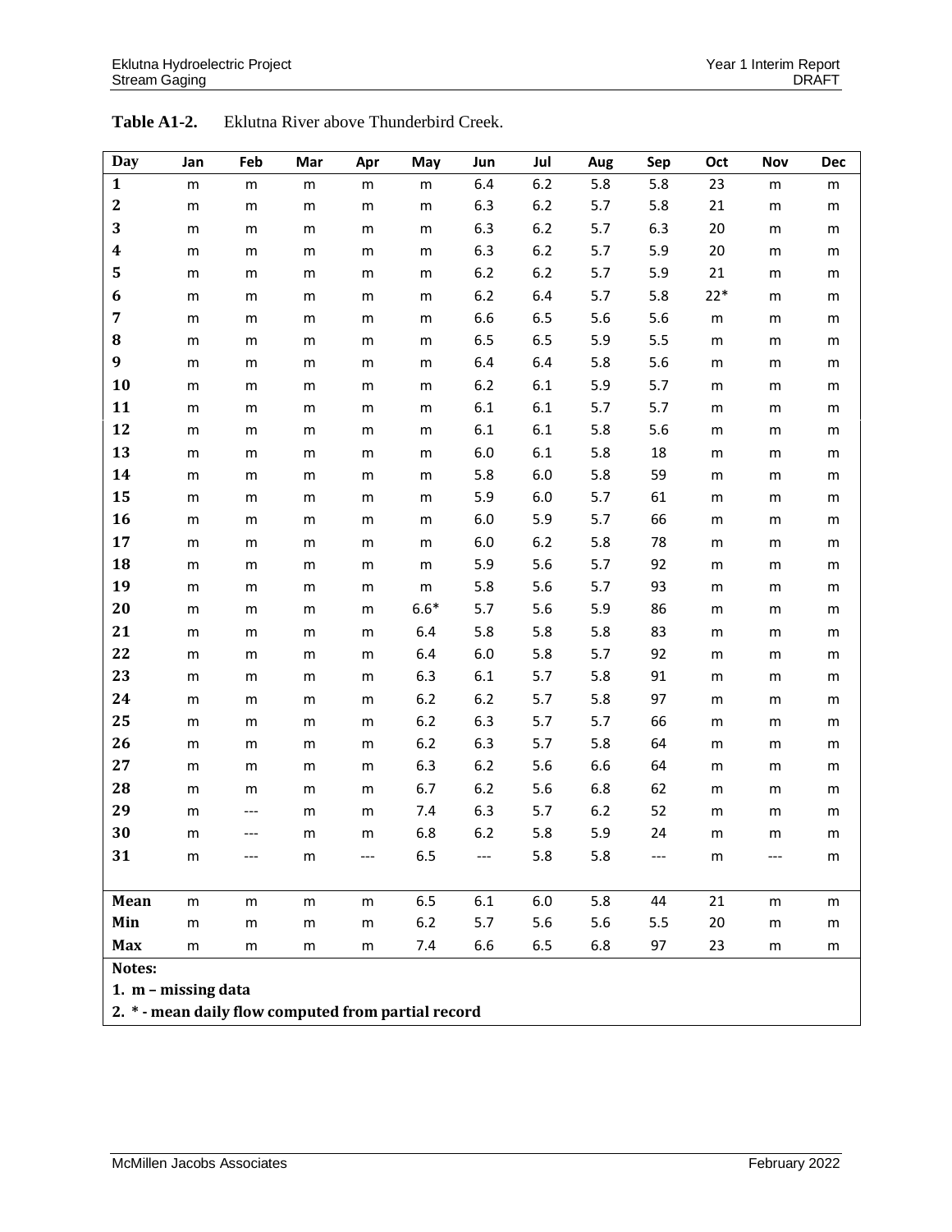**Table A1-2.** Eklutna River above Thunderbird Creek.

| Day | Jan | Feb | Mar | Apr | May | Jun | Jul | Aug | Sep | Oct | Nov | Dec |
|---|---|---|---|---|---|---|---|---|---|---|---|---|
| 1 | m | m | m | m | m | 6.4 | 6.2 | 5.8 | 5.8 | 23 | m | m |
| 2 | m | m | m | m | m | 6.3 | 6.2 | 5.7 | 5.8 | 21 | m | m |
| 3 | m | m | m | m | m | 6.3 | 6.2 | 5.7 | 6.3 | 20 | m | m |
| 4 | m | m | m | m | m | 6.3 | 6.2 | 5.7 | 5.9 | 20 | m | m |
| 5 | m | m | m | m | m | 6.2 | 6.2 | 5.7 | 5.9 | 21 | m | m |
| 6 | m | m | m | m | m | 6.2 | 6.4 | 5.7 | 5.8 | 22* | m | m |
| 7 | m | m | m | m | m | 6.6 | 6.5 | 5.6 | 5.6 | m | m | m |
| 8 | m | m | m | m | m | 6.5 | 6.5 | 5.9 | 5.5 | m | m | m |
| 9 | m | m | m | m | m | 6.4 | 6.4 | 5.8 | 5.6 | m | m | m |
| 10 | m | m | m | m | m | 6.2 | 6.1 | 5.9 | 5.7 | m | m | m |
| 11 | m | m | m | m | m | 6.1 | 6.1 | 5.7 | 5.7 | m | m | m |
| 12 | m | m | m | m | m | 6.1 | 6.1 | 5.8 | 5.6 | m | m | m |
| 13 | m | m | m | m | m | 6.0 | 6.1 | 5.8 | 18 | m | m | m |
| 14 | m | m | m | m | m | 5.8 | 6.0 | 5.8 | 59 | m | m | m |
| 15 | m | m | m | m | m | 5.9 | 6.0 | 5.7 | 61 | m | m | m |
| 16 | m | m | m | m | m | 6.0 | 5.9 | 5.7 | 66 | m | m | m |
| 17 | m | m | m | m | m | 6.0 | 6.2 | 5.8 | 78 | m | m | m |
| 18 | m | m | m | m | m | 5.9 | 5.6 | 5.7 | 92 | m | m | m |
| 19 | m | m | m | m | m | 5.8 | 5.6 | 5.7 | 93 | m | m | m |
| 20 | m | m | m | m | 6.6* | 5.7 | 5.6 | 5.9 | 86 | m | m | m |
| 21 | m | m | m | m | 6.4 | 5.8 | 5.8 | 5.8 | 83 | m | m | m |
| 22 | m | m | m | m | 6.4 | 6.0 | 5.8 | 5.7 | 92 | m | m | m |
| 23 | m | m | m | m | 6.3 | 6.1 | 5.7 | 5.8 | 91 | m | m | m |
| 24 | m | m | m | m | 6.2 | 6.2 | 5.7 | 5.8 | 97 | m | m | m |
| 25 | m | m | m | m | 6.2 | 6.3 | 5.7 | 5.7 | 66 | m | m | m |
| 26 | m | m | m | m | 6.2 | 6.3 | 5.7 | 5.8 | 64 | m | m | m |
| 27 | m | m | m | m | 6.3 | 6.2 | 5.6 | 6.6 | 64 | m | m | m |
| 28 | m | m | m | m | 6.7 | 6.2 | 5.6 | 6.8 | 62 | m | m | m |
| 29 | m | --- | m | m | 7.4 | 6.3 | 5.7 | 6.2 | 52 | m | m | m |
| 30 | m | --- | m | m | 6.8 | 6.2 | 5.8 | 5.9 | 24 | m | m | m |
| 31 | m | --- | m | --- | 6.5 | --- | 5.8 | 5.8 | --- | m | --- | m |
| Mean | m | m | m | m | 6.5 | 6.1 | 6.0 | 5.8 | 44 | 21 | m | m |
| Min | m | m | m | m | 6.2 | 5.7 | 5.6 | 5.6 | 5.5 | 20 | m | m |
| Max | m | m | m | m | 7.4 | 6.6 | 6.5 | 6.8 | 97 | 23 | m | m |

**Notes:**

**1. m – missing data**

**2. * - mean daily flow computed from partial record**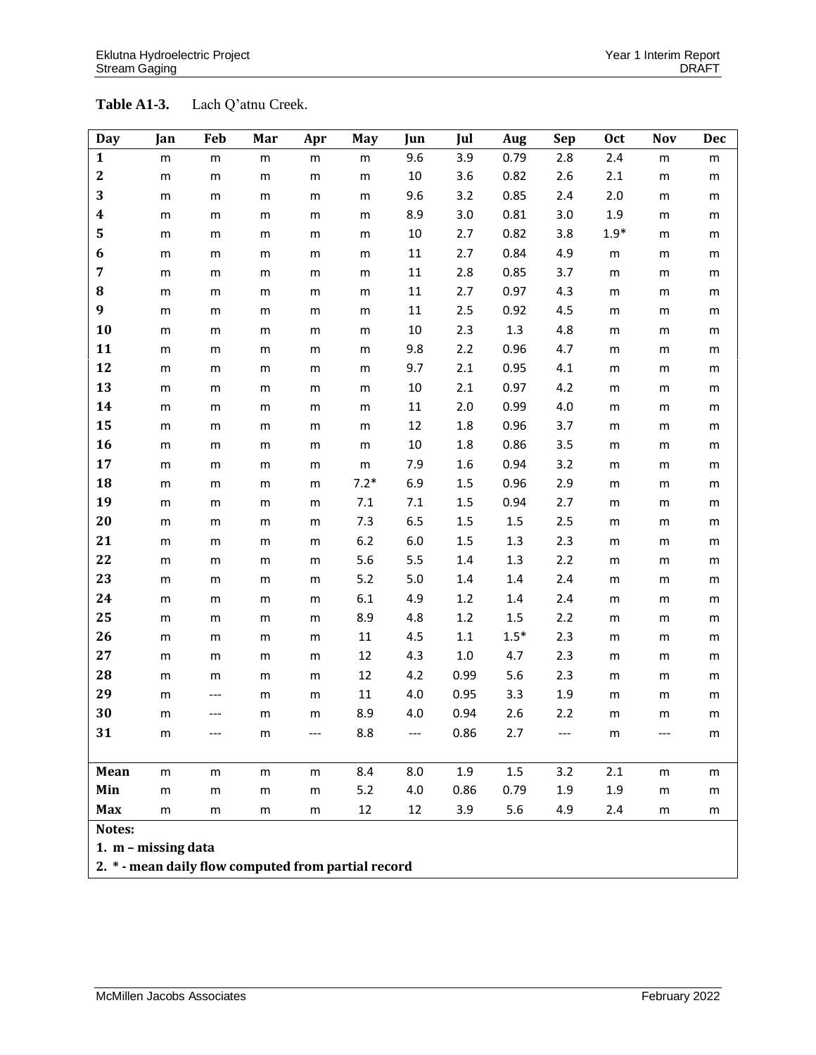**Table A1-3.** Lach Q'atnu Creek.

| Day | Jan | Feb | Mar | Apr | May | Jun | Jul | Aug | Sep | Oct | Nov | Dec |
|---|---|---|---|---|---|---|---|---|---|---|---|---|
| 1 | m | m | m | m | m | 9.6 | 3.9 | 0.79 | 2.8 | 2.4 | m | m |
| 2 | m | m | m | m | m | 10 | 3.6 | 0.82 | 2.6 | 2.1 | m | m |
| 3 | m | m | m | m | m | 9.6 | 3.2 | 0.85 | 2.4 | 2.0 | m | m |
| 4 | m | m | m | m | m | 8.9 | 3.0 | 0.81 | 3.0 | 1.9 | m | m |
| 5 | m | m | m | m | m | 10 | 2.7 | 0.82 | 3.8 | 1.9* | m | m |
| 6 | m | m | m | m | m | 11 | 2.7 | 0.84 | 4.9 | m | m | m |
| 7 | m | m | m | m | m | 11 | 2.8 | 0.85 | 3.7 | m | m | m |
| 8 | m | m | m | m | m | 11 | 2.7 | 0.97 | 4.3 | m | m | m |
| 9 | m | m | m | m | m | 11 | 2.5 | 0.92 | 4.5 | m | m | m |
| 10 | m | m | m | m | m | 10 | 2.3 | 1.3 | 4.8 | m | m | m |
| 11 | m | m | m | m | m | 9.8 | 2.2 | 0.96 | 4.7 | m | m | m |
| 12 | m | m | m | m | m | 9.7 | 2.1 | 0.95 | 4.1 | m | m | m |
| 13 | m | m | m | m | m | 10 | 2.1 | 0.97 | 4.2 | m | m | m |
| 14 | m | m | m | m | m | 11 | 2.0 | 0.99 | 4.0 | m | m | m |
| 15 | m | m | m | m | m | 12 | 1.8 | 0.96 | 3.7 | m | m | m |
| 16 | m | m | m | m | m | 10 | 1.8 | 0.86 | 3.5 | m | m | m |
| 17 | m | m | m | m | m | 7.9 | 1.6 | 0.94 | 3.2 | m | m | m |
| 18 | m | m | m | m | 7.2* | 6.9 | 1.5 | 0.96 | 2.9 | m | m | m |
| 19 | m | m | m | m | 7.1 | 7.1 | 1.5 | 0.94 | 2.7 | m | m | m |
| 20 | m | m | m | m | 7.3 | 6.5 | 1.5 | 1.5 | 2.5 | m | m | m |
| 21 | m | m | m | m | 6.2 | 6.0 | 1.5 | 1.3 | 2.3 | m | m | m |
| 22 | m | m | m | m | 5.6 | 5.5 | 1.4 | 1.3 | 2.2 | m | m | m |
| 23 | m | m | m | m | 5.2 | 5.0 | 1.4 | 1.4 | 2.4 | m | m | m |
| 24 | m | m | m | m | 6.1 | 4.9 | 1.2 | 1.4 | 2.4 | m | m | m |
| 25 | m | m | m | m | 8.9 | 4.8 | 1.2 | 1.5 | 2.2 | m | m | m |
| 26 | m | m | m | m | 11 | 4.5 | 1.1 | 1.5* | 2.3 | m | m | m |
| 27 | m | m | m | m | 12 | 4.3 | 1.0 | 4.7 | 2.3 | m | m | m |
| 28 | m | m | m | m | 12 | 4.2 | 0.99 | 5.6 | 2.3 | m | m | m |
| 29 | m | --- | m | m | 11 | 4.0 | 0.95 | 3.3 | 1.9 | m | m | m |
| 30 | m | --- | m | m | 8.9 | 4.0 | 0.94 | 2.6 | 2.2 | m | m | m |
| 31 | m | --- | m | --- | 8.8 | --- | 0.86 | 2.7 | --- | m | --- | m |
| | | | | | | | | | | | | |
| Mean | m | m | m | m | 8.4 | 8.0 | 1.9 | 1.5 | 3.2 | 2.1 | m | m |
| Min | m | m | m | m | 5.2 | 4.0 | 0.86 | 0.79 | 1.9 | 1.9 | m | m |
| Max | m | m | m | m | 12 | 12 | 3.9 | 5.6 | 4.9 | 2.4 | m | m |

**Notes:**

**1. m – missing data**

**2. * - mean daily flow computed from partial record**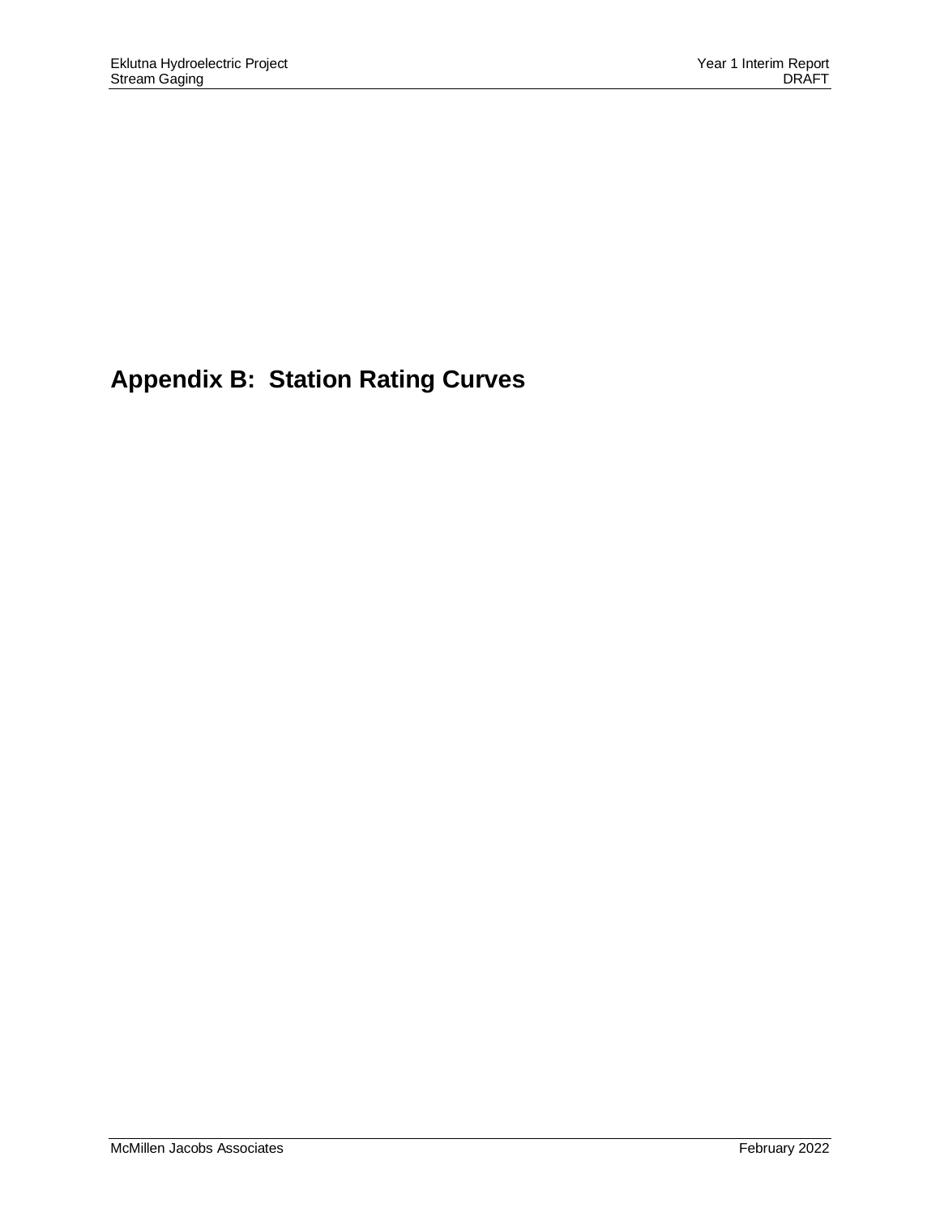# Appendix B: Station Rating Curves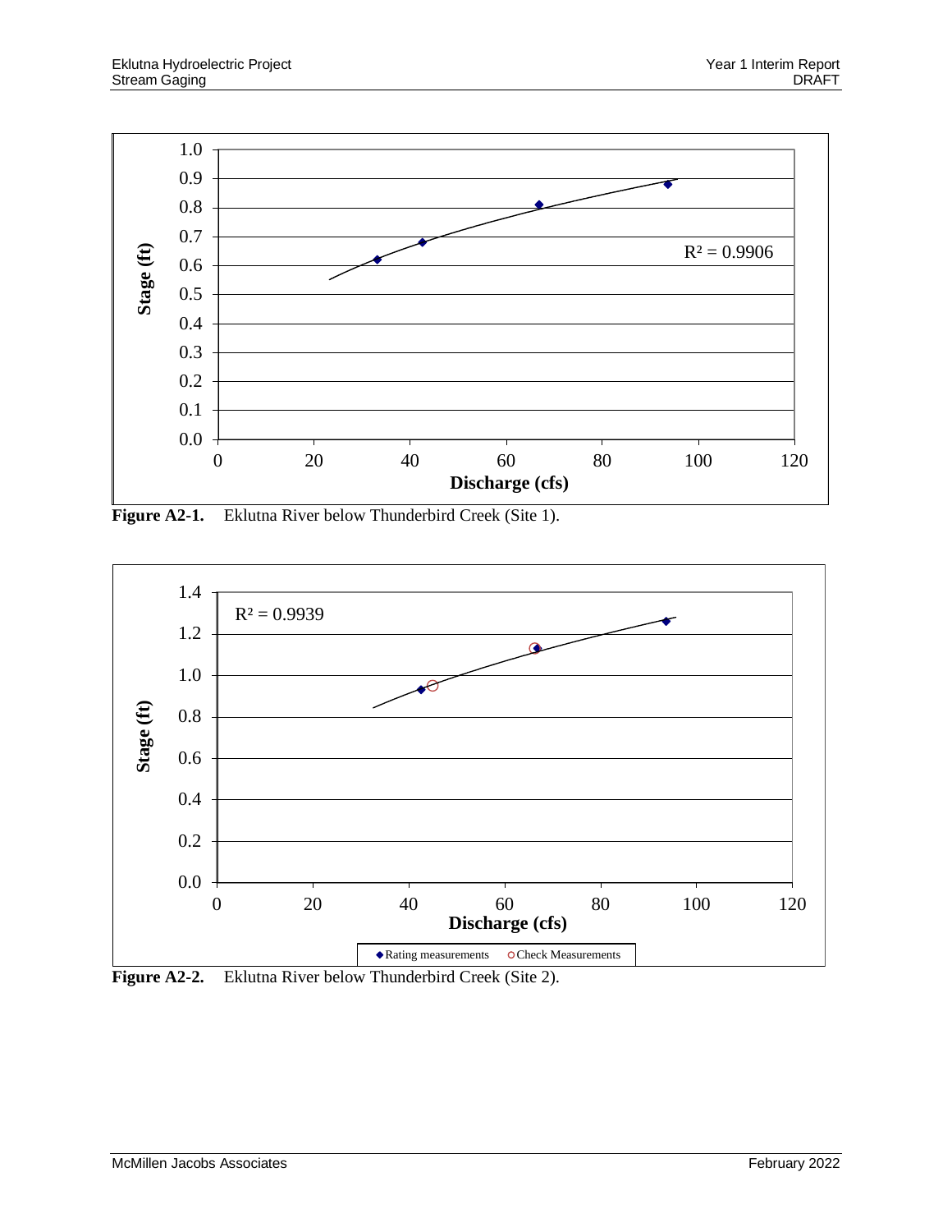Figure A2-1. Eklutna River below Thunderbird Creek (Site 1).

Figure A2-2. Eklutna River below Thunderbird Creek (Site 2).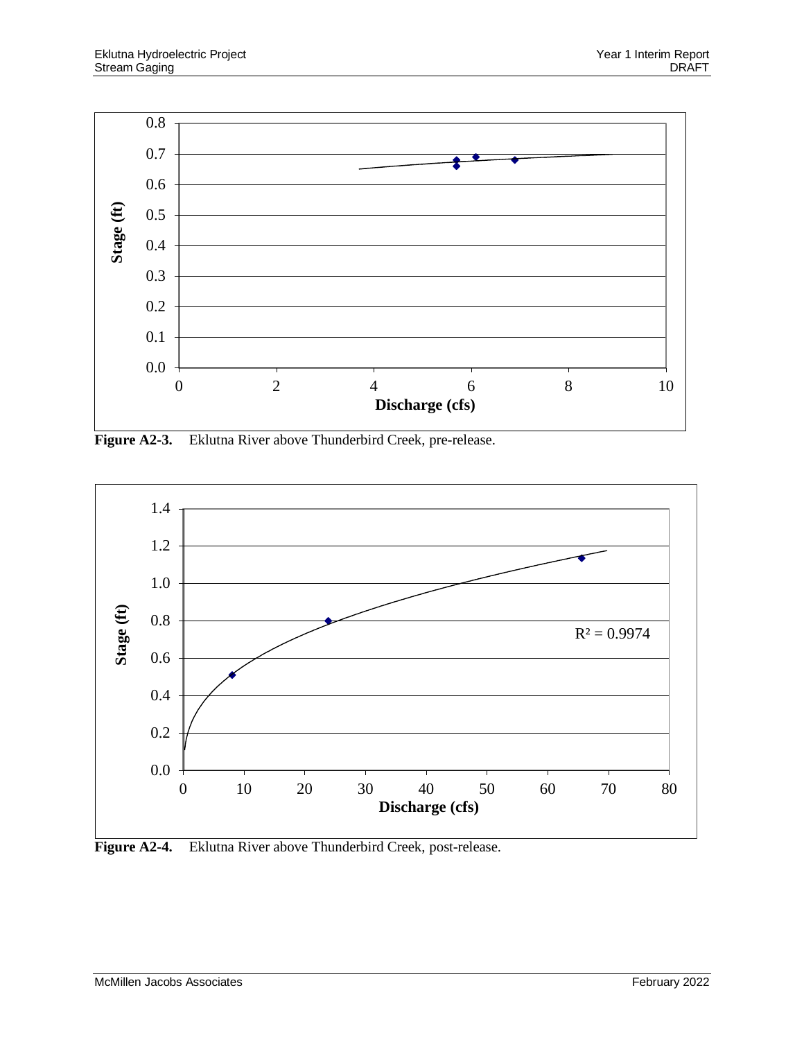Figure A2-3. Eklutna River above Thunderbird Creek, pre-release.

Figure A2-4. Eklutna River above Thunderbird Creek, post-release.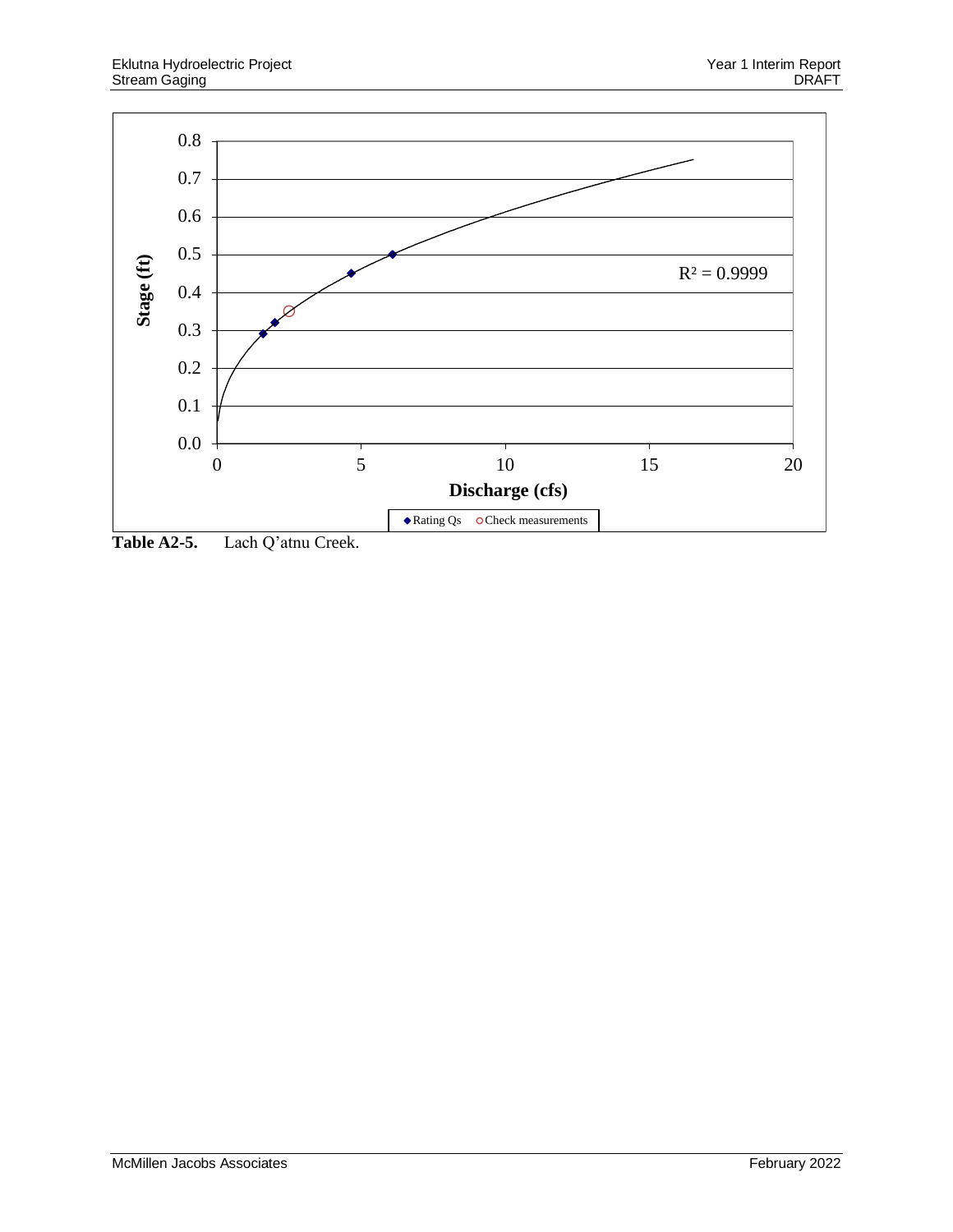0.8
0.7
0.6
0.5
0.4
0.3
0.2
0.1
0.0

Stage (ft)

0 5 10 15 20

Discharge (cfs)

$R^2 = 0.9999$

Rating Qs Check measurements

**Table A2-5.** Lach Q'atnu Creek.